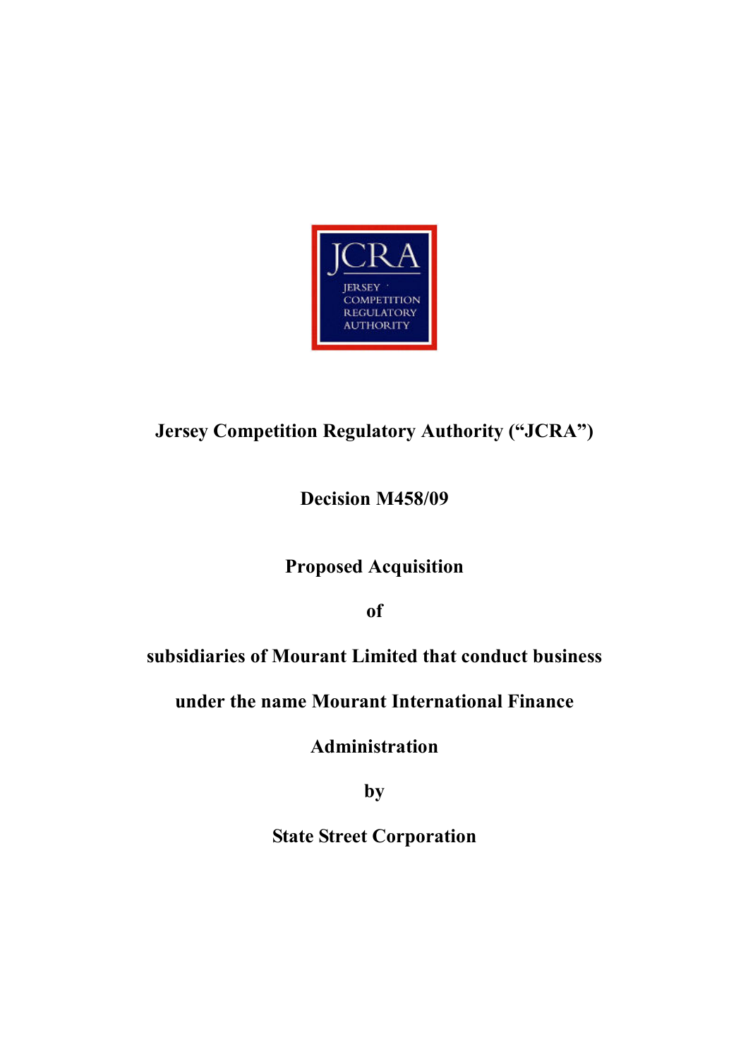JCRA

JERSEY COMPETITION REGULATORY AUTHORITY

**Jersey Competition Regulatory Authority ("JCRA")**

**Decision M458/09**

**Proposed Acquisition**

**of**

**subsidiaries of Mourant Limited that conduct business under the name Mourant International Finance Administration**

**by**

**State Street Corporation**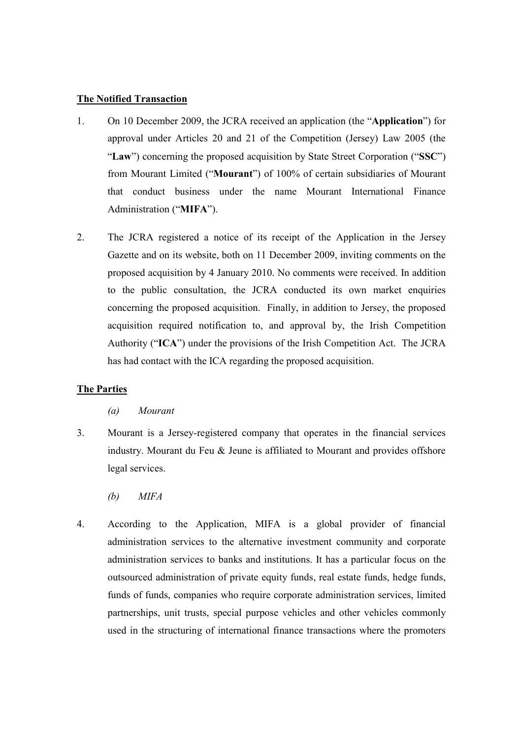## The Notified Transaction

1. On 10 December 2009, the JCRA received an application (the "**Application**") for approval under Articles 20 and 21 of the Competition (Jersey) Law 2005 (the "**Law**") concerning the proposed acquisition by State Street Corporation ("**SSC**") from Mourant Limited ("**Mourant**") of 100% of certain subsidiaries of Mourant that conduct business under the name Mourant International Finance Administration ("**MIFA**").

2. The JCRA registered a notice of its receipt of the Application in the Jersey Gazette and on its website, both on 11 December 2009, inviting comments on the proposed acquisition by 4 January 2010. No comments were received. In addition to the public consultation, the JCRA conducted its own market enquiries concerning the proposed acquisition. Finally, in addition to Jersey, the proposed acquisition required notification to, and approval by, the Irish Competition Authority ("**ICA**") under the provisions of the Irish Competition Act. The JCRA has had contact with the ICA regarding the proposed acquisition.

## The Parties

*(a) Mourant*

3. Mourant is a Jersey-registered company that operates in the financial services industry. Mourant du Feu & Jeune is affiliated to Mourant and provides offshore legal services.

*(b) MIFA*

4. According to the Application, MIFA is a global provider of financial administration services to the alternative investment community and corporate administration services to banks and institutions. It has a particular focus on the outsourced administration of private equity funds, real estate funds, hedge funds, funds of funds, companies who require corporate administration services, limited partnerships, unit trusts, special purpose vehicles and other vehicles commonly used in the structuring of international finance transactions where the promoters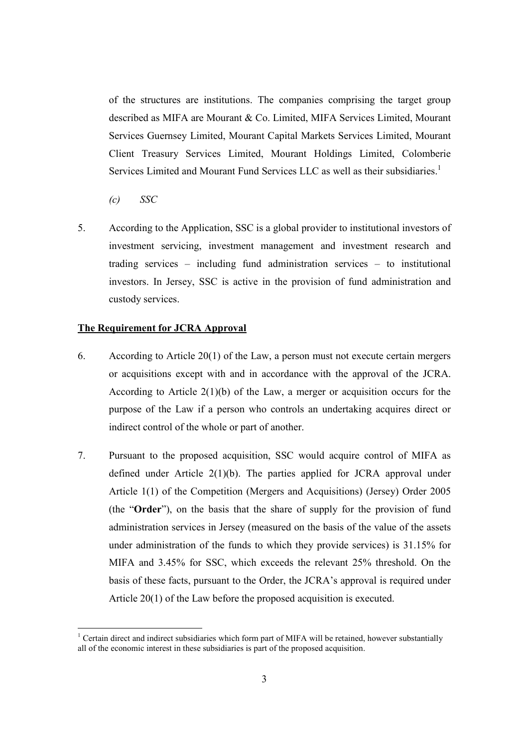of the structures are institutions. The companies comprising the target group described as MIFA are Mourant & Co. Limited, MIFA Services Limited, Mourant Services Guernsey Limited, Mourant Capital Markets Services Limited, Mourant Client Treasury Services Limited, Mourant Holdings Limited, Colomberie Services Limited and Mourant Fund Services LLC as well as their subsidiaries.[1]

*(c) SSC*

5. According to the Application, SSC is a global provider to institutional investors of investment servicing, investment management and investment research and trading services – including fund administration services – to institutional investors. In Jersey, SSC is active in the provision of fund administration and custody services.

**The Requirement for JCRA Approval**

6. According to Article 20(1) of the Law, a person must not execute certain mergers or acquisitions except with and in accordance with the approval of the JCRA. According to Article 2(1)(b) of the Law, a merger or acquisition occurs for the purpose of the Law if a person who controls an undertaking acquires direct or indirect control of the whole or part of another.

7. Pursuant to the proposed acquisition, SSC would acquire control of MIFA as defined under Article 2(1)(b). The parties applied for JCRA approval under Article 1(1) of the Competition (Mergers and Acquisitions) (Jersey) Order 2005 (the "**Order**"), on the basis that the share of supply for the provision of fund administration services in Jersey (measured on the basis of the value of the assets under administration of the funds to which they provide services) is 31.15% for MIFA and 3.45% for SSC, which exceeds the relevant 25% threshold. On the basis of these facts, pursuant to the Order, the JCRA's approval is required under Article 20(1) of the Law before the proposed acquisition is executed.

[1] Certain direct and indirect subsidiaries which form part of MIFA will be retained, however substantially all of the economic interest in these subsidiaries is part of the proposed acquisition.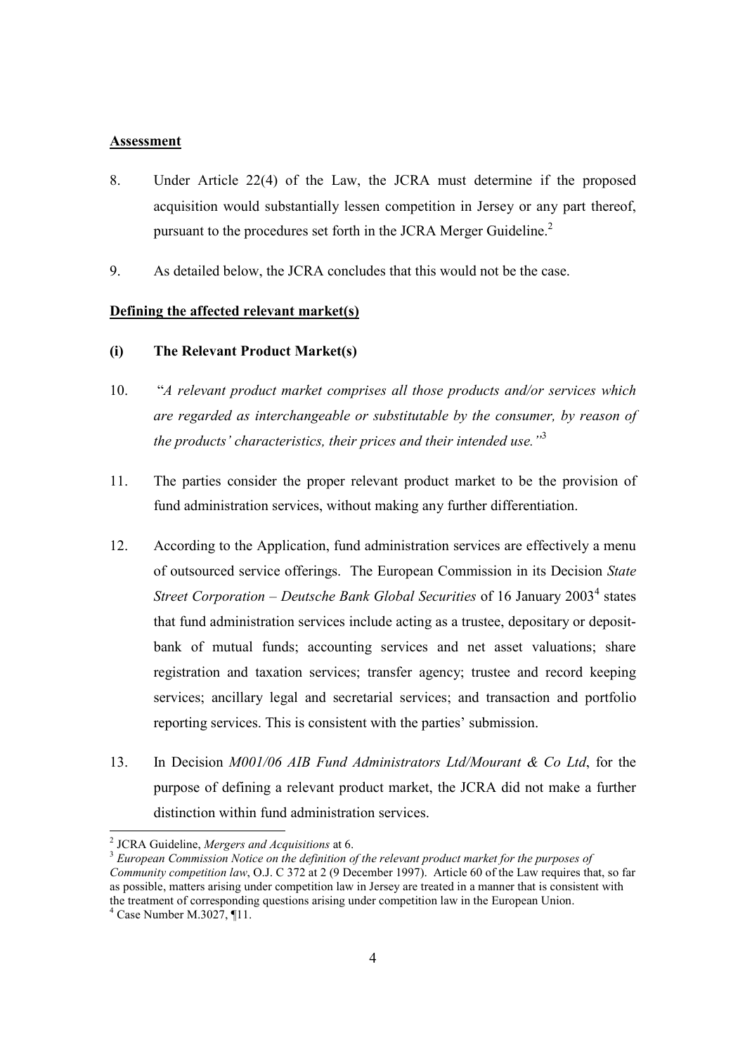**Assessment**

8. Under Article 22(4) of the Law, the JCRA must determine if the proposed acquisition would substantially lessen competition in Jersey or any part thereof, pursuant to the procedures set forth in the JCRA Merger Guideline.[2]

9. As detailed below, the JCRA concludes that this would not be the case.

**Defining the affected relevant market(s)**

**(i) The Relevant Product Market(s)**

10. "*A relevant product market comprises all those products and/or services which are regarded as interchangeable or substitutable by the consumer, by reason of the products' characteristics, their prices and their intended use.*"[3]

11. The parties consider the proper relevant product market to be the provision of fund administration services, without making any further differentiation.

12. According to the Application, fund administration services are effectively a menu of outsourced service offerings. The European Commission in its Decision *State Street Corporation – Deutsche Bank Global Securities* of 16 January 2003[4] states that fund administration services include acting as a trustee, depositary or deposit-bank of mutual funds; accounting services and net asset valuations; share registration and taxation services; transfer agency; trustee and record keeping services; ancillary legal and secretarial services; and transaction and portfolio reporting services. This is consistent with the parties' submission.

13. In Decision *M001/06 AIB Fund Administrators Ltd/Mourant & Co Ltd*, for the purpose of defining a relevant product market, the JCRA did not make a further distinction within fund administration services.

---

[2] JCRA Guideline, *Mergers and Acquisitions* at 6.

[3] *European Commission Notice on the definition of the relevant product market for the purposes of Community competition law*, O.J. C 372 at 2 (9 December 1997). Article 60 of the Law requires that, so far as possible, matters arising under competition law in Jersey are treated in a manner that is consistent with the treatment of corresponding questions arising under competition law in the European Union.

[4] Case Number M.3027, ¶11.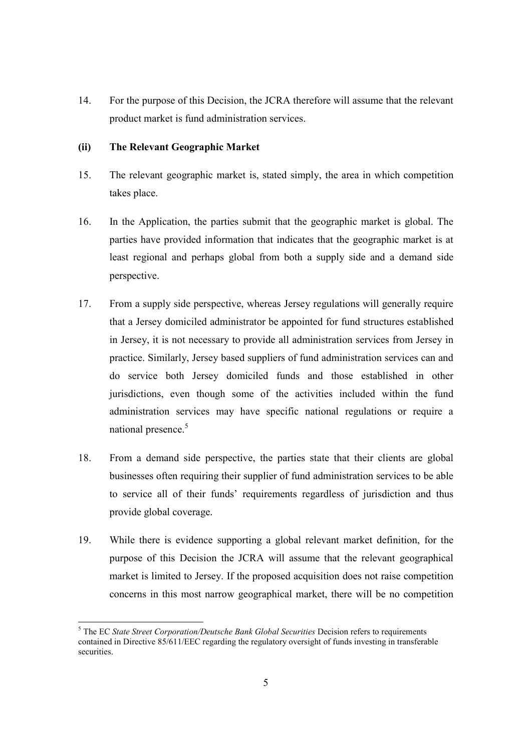14. For the purpose of this Decision, the JCRA therefore will assume that the relevant product market is fund administration services.

**(ii) The Relevant Geographic Market**

15. The relevant geographic market is, stated simply, the area in which competition takes place.

16. In the Application, the parties submit that the geographic market is global. The parties have provided information that indicates that the geographic market is at least regional and perhaps global from both a supply side and a demand side perspective.

17. From a supply side perspective, whereas Jersey regulations will generally require that a Jersey domiciled administrator be appointed for fund structures established in Jersey, it is not necessary to provide all administration services from Jersey in practice. Similarly, Jersey based suppliers of fund administration services can and do service both Jersey domiciled funds and those established in other jurisdictions, even though some of the activities included within the fund administration services may have specific national regulations or require a national presence.[5]

18. From a demand side perspective, the parties state that their clients are global businesses often requiring their supplier of fund administration services to be able to service all of their funds' requirements regardless of jurisdiction and thus provide global coverage.

19. While there is evidence supporting a global relevant market definition, for the purpose of this Decision the JCRA will assume that the relevant geographical market is limited to Jersey. If the proposed acquisition does not raise competition concerns in this most narrow geographical market, there will be no competition

---

[5] The EC *State Street Corporation/Deutsche Bank Global Securities* Decision refers to requirements contained in Directive 85/611/EEC regarding the regulatory oversight of funds investing in transferable securities.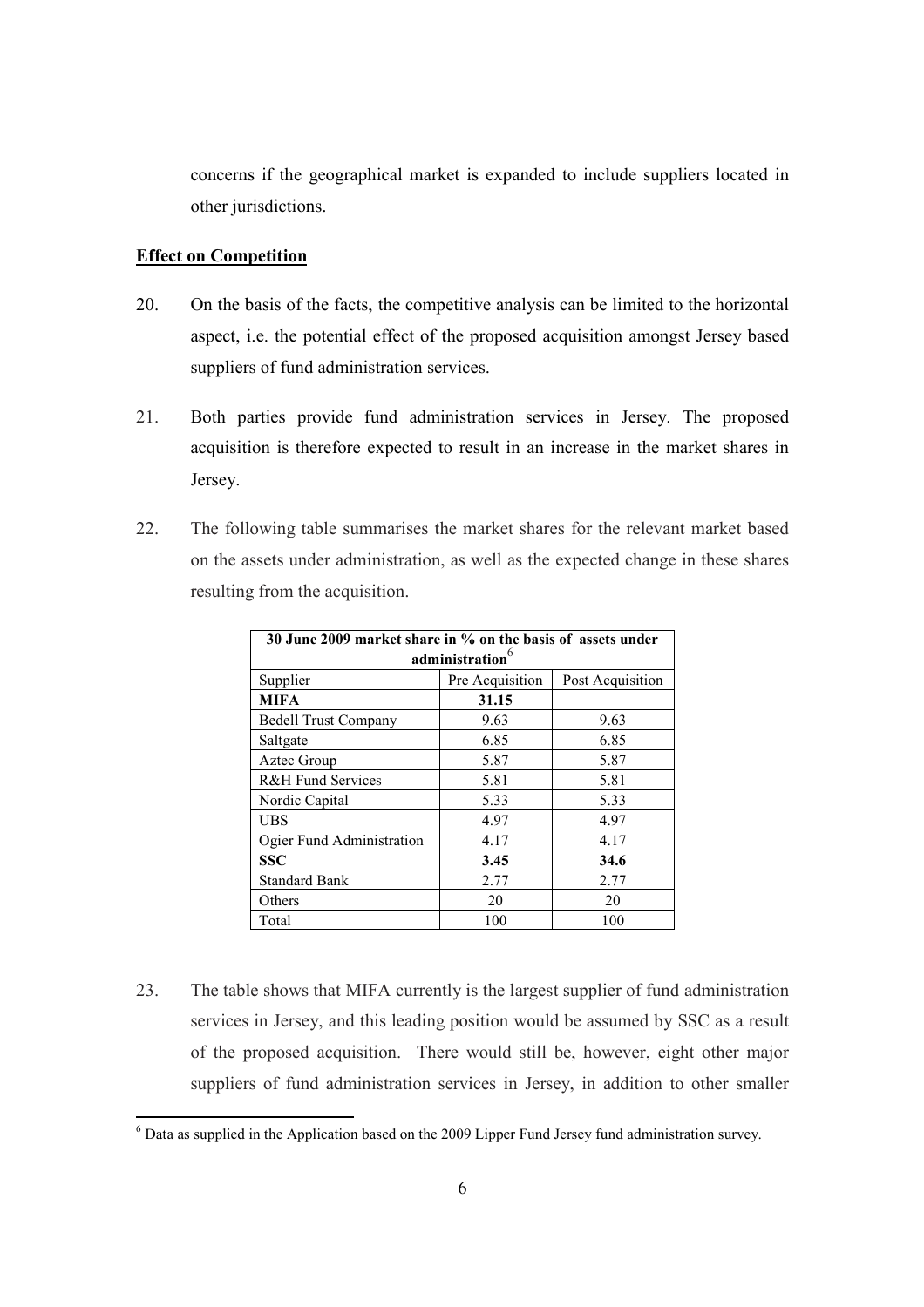concerns if the geographical market is expanded to include suppliers located in other jurisdictions.

**Effect on Competition**

20. On the basis of the facts, the competitive analysis can be limited to the horizontal aspect, i.e. the potential effect of the proposed acquisition amongst Jersey based suppliers of fund administration services.

21. Both parties provide fund administration services in Jersey. The proposed acquisition is therefore expected to result in an increase in the market shares in Jersey.

22. The following table summarises the market shares for the relevant market based on the assets under administration, as well as the expected change in these shares resulting from the acquisition.

| **30 June 2009 market share in % on the basis of assets under administration**[6] | | |
|---|---|---|
| Supplier | Pre Acquisition | Post Acquisition |
| **MIFA** | **31.15** | |
| Bedell Trust Company | 9.63 | 9.63 |
| Saltgate | 6.85 | 6.85 |
| Aztec Group | 5.87 | 5.87 |
| R&H Fund Services | 5.81 | 5.81 |
| Nordic Capital | 5.33 | 5.33 |
| UBS | 4.97 | 4.97 |
| Ogier Fund Administration | 4.17 | 4.17 |
| **SSC** | **3.45** | **34.6** |
| Standard Bank | 2.77 | 2.77 |
| Others | 20 | 20 |
| Total | 100 | 100 |

23. The table shows that MIFA currently is the largest supplier of fund administration services in Jersey, and this leading position would be assumed by SSC as a result of the proposed acquisition. There would still be, however, eight other major suppliers of fund administration services in Jersey, in addition to other smaller

[6] Data as supplied in the Application based on the 2009 Lipper Fund Jersey fund administration survey.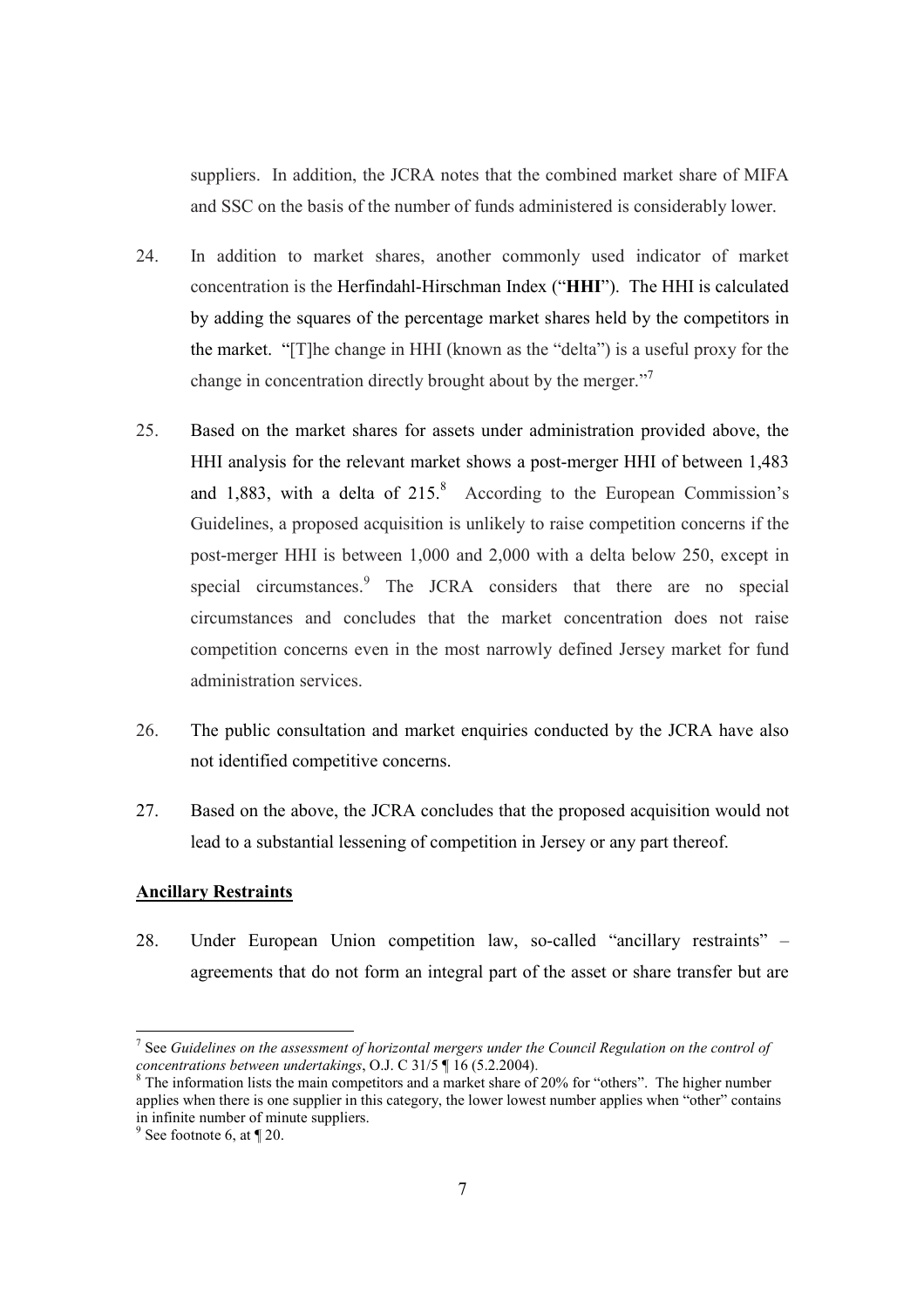suppliers. In addition, the JCRA notes that the combined market share of MIFA and SSC on the basis of the number of funds administered is considerably lower.

24. In addition to market shares, another commonly used indicator of market concentration is the Herfindahl-Hirschman Index ("**HHI**"). The HHI is calculated by adding the squares of the percentage market shares held by the competitors in the market. "[T]he change in HHI (known as the "delta") is a useful proxy for the change in concentration directly brought about by the merger."[7]

25. Based on the market shares for assets under administration provided above, the HHI analysis for the relevant market shows a post-merger HHI of between 1,483 and 1,883, with a delta of 215.[8] According to the European Commission's Guidelines, a proposed acquisition is unlikely to raise competition concerns if the post-merger HHI is between 1,000 and 2,000 with a delta below 250, except in special circumstances.[9] The JCRA considers that there are no special circumstances and concludes that the market concentration does not raise competition concerns even in the most narrowly defined Jersey market for fund administration services.

26. The public consultation and market enquiries conducted by the JCRA have also not identified competitive concerns.

27. Based on the above, the JCRA concludes that the proposed acquisition would not lead to a substantial lessening of competition in Jersey or any part thereof.

**Ancillary Restraints**

28. Under European Union competition law, so-called "ancillary restraints" – agreements that do not form an integral part of the asset or share transfer but are

---

[7] See *Guidelines on the assessment of horizontal mergers under the Council Regulation on the control of concentrations between undertakings*, O.J. C 31/5 ¶ 16 (5.2.2004).

[8] The information lists the main competitors and a market share of 20% for "others". The higher number applies when there is one supplier in this category, the lower lowest number applies when "other" contains in infinite number of minute suppliers.

[9] See footnote 6, at ¶ 20.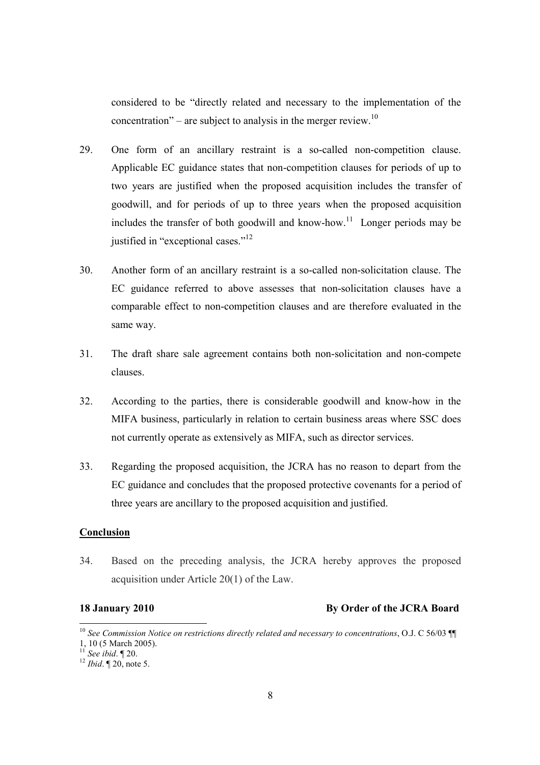considered to be "directly related and necessary to the implementation of the concentration" – are subject to analysis in the merger review.[10]

29. One form of an ancillary restraint is a so-called non-competition clause. Applicable EC guidance states that non-competition clauses for periods of up to two years are justified when the proposed acquisition includes the transfer of goodwill, and for periods of up to three years when the proposed acquisition includes the transfer of both goodwill and know-how.[11] Longer periods may be justified in "exceptional cases."[12]

30. Another form of an ancillary restraint is a so-called non-solicitation clause. The EC guidance referred to above assesses that non-solicitation clauses have a comparable effect to non-competition clauses and are therefore evaluated in the same way.

31. The draft share sale agreement contains both non-solicitation and non-compete clauses.

32. According to the parties, there is considerable goodwill and know-how in the MIFA business, particularly in relation to certain business areas where SSC does not currently operate as extensively as MIFA, such as director services.

33. Regarding the proposed acquisition, the JCRA has no reason to depart from the EC guidance and concludes that the proposed protective covenants for a period of three years are ancillary to the proposed acquisition and justified.

**Conclusion**

34. Based on the preceding analysis, the JCRA hereby approves the proposed acquisition under Article 20(1) of the Law.

**18 January 2010** **By Order of the JCRA Board**

---

[10] *See Commission Notice on restrictions directly related and necessary to concentrations*, O.J. C 56/03 ¶¶ 1, 10 (5 March 2005).

[11] *See ibid*. ¶ 20.

[12] *Ibid*. ¶ 20, note 5.